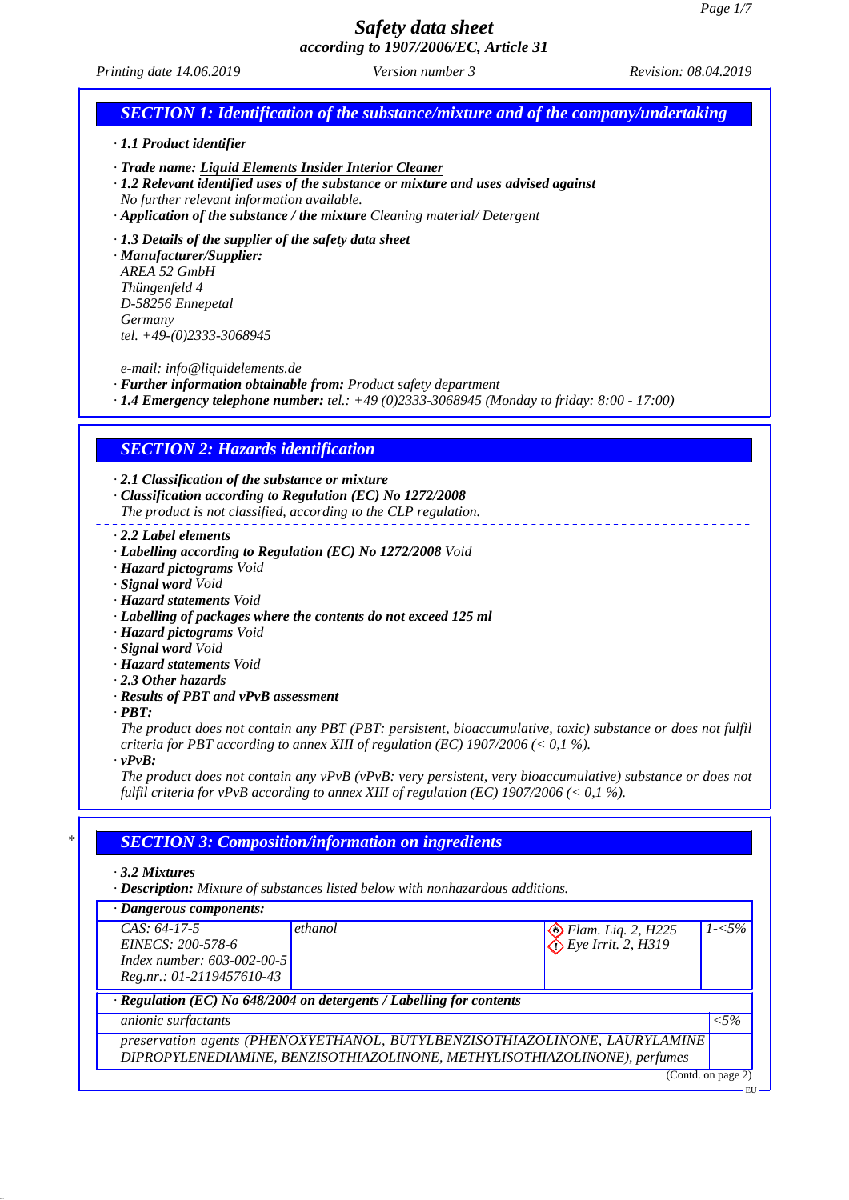# Safety data sheet
## according to 1907/2006/EC, Article 31

*Printing date 14.06.2019* *Version number 3* *Revision: 08.04.2019*

## SECTION 1: Identification of the substance/mixture and of the company/undertaking

· **1.1 Product identifier**

· **Trade name:** **Liquid Elements Insider Interior Cleaner**
· **1.2 Relevant identified uses of the substance or mixture and uses advised against**
No further relevant information available.
· **Application of the substance / the mixture** Cleaning material/ Detergent

· **1.3 Details of the supplier of the safety data sheet**
· **Manufacturer/Supplier:**
AREA 52 GmbH
Thüngenfeld 4
D-58256 Ennepetal
Germany
tel. +49-(0)2333-3068945

e-mail: info@liquidelements.de
· **Further information obtainable from:** Product safety department
· **1.4 Emergency telephone number:** tel.: +49 (0)2333-3068945 (Monday to friday: 8:00 - 17:00)

## SECTION 2: Hazards identification

· **2.1 Classification of the substance or mixture**
· **Classification according to Regulation (EC) No 1272/2008**
The product is not classified, according to the CLP regulation.

· **2.2 Label elements**
· **Labelling according to Regulation (EC) No 1272/2008** Void
· **Hazard pictograms** Void
· **Signal word** Void
· **Hazard statements** Void
· **Labelling of packages where the contents do not exceed 125 ml**
· **Hazard pictograms** Void
· **Signal word** Void
· **Hazard statements** Void
· **2.3 Other hazards**
· **Results of PBT and vPvB assessment**
· **PBT:**
The product does not contain any PBT (PBT: persistent, bioaccumulative, toxic) substance or does not fulfil criteria for PBT according to annex XIII of regulation (EC) 1907/2006 (< 0,1 %).
· **vPvB:**
The product does not contain any vPvB (vPvB: very persistent, very bioaccumulative) substance or does not fulfil criteria for vPvB according to annex XIII of regulation (EC) 1907/2006 (< 0,1 %).

## SECTION 3: Composition/information on ingredients

· **3.2 Mixtures**
· **Description:** Mixture of substances listed below with nonhazardous additions.

| · Dangerous components: | | | |
|---|---|---|---|
| CAS: 64-17-5<br>EINECS: 200-578-6<br>Index number: 603-002-00-5<br>Reg.nr.: 01-2119457610-43 | ethanol | Flam. Liq. 2, H225<br>Eye Irrit. 2, H319 | 1-<5% |

| · Regulation (EC) No 648/2004 on detergents / Labelling for contents | |
|---|---|
| anionic surfactants | <5% |
| preservation agents (PHENOXYETHANOL, BUTYLBENZISOTHIAZOLINONE, LAURYLAMINE DIPROPYLENEDIAMINE, BENZISOTHIAZOLINONE, METHYLISOTHIAZOLINONE), perfumes | |

(Contd. on page 2)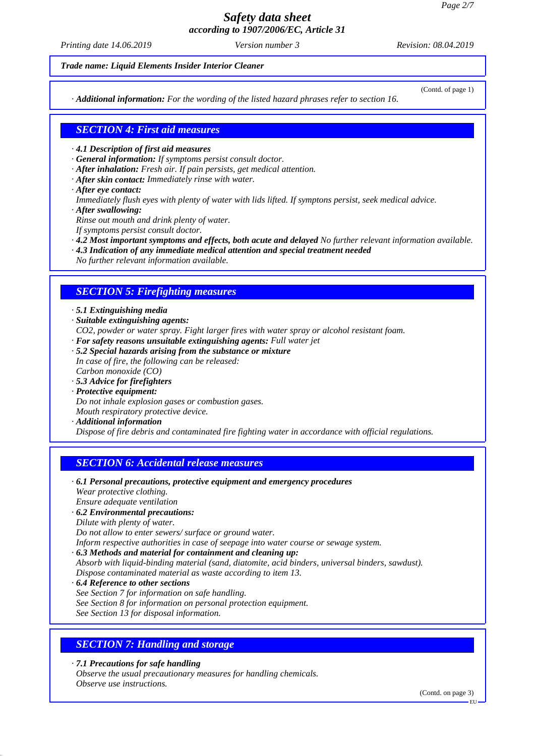*Trade name: Liquid Elements Insider Interior Cleaner*

(Contd. of page 1)

· ***Additional information:*** *For the wording of the listed hazard phrases refer to section 16.*

## *SECTION 4: First aid measures*

· ***4.1 Description of first aid measures***
· ***General information:*** *If symptoms persist consult doctor.*
· ***After inhalation:*** *Fresh air. If pain persists, get medical attention.*
· ***After skin contact:*** *Immediately rinse with water.*
· ***After eye contact:***
*Immediately flush eyes with plenty of water with lids lifted. If symptons persist, seek medical advice.*
· ***After swallowing:***
*Rinse out mouth and drink plenty of water.*
*If symptoms persist consult doctor.*
· ***4.2 Most important symptoms and effects, both acute and delayed*** *No further relevant information available.*
· ***4.3 Indication of any immediate medical attention and special treatment needed***
*No further relevant information available.*

## *SECTION 5: Firefighting measures*

· ***5.1 Extinguishing media***
· ***Suitable extinguishing agents:***
*$CO_2$, powder or water spray. Fight larger fires with water spray or alcohol resistant foam.*
· ***For safety reasons unsuitable extinguishing agents:*** *Full water jet*
· ***5.2 Special hazards arising from the substance or mixture***
*In case of fire, the following can be released:*
*Carbon monoxide (CO)*
· ***5.3 Advice for firefighters***
· ***Protective equipment:***
*Do not inhale explosion gases or combustion gases.*
*Mouth respiratory protective device.*
· ***Additional information***
*Dispose of fire debris and contaminated fire fighting water in accordance with official regulations.*

## *SECTION 6: Accidental release measures*

· ***6.1 Personal precautions, protective equipment and emergency procedures***
*Wear protective clothing.*
*Ensure adequate ventilation*
· ***6.2 Environmental precautions:***
*Dilute with plenty of water.*
*Do not allow to enter sewers/ surface or ground water.*
*Inform respective authorities in case of seepage into water course or sewage system.*
· ***6.3 Methods and material for containment and cleaning up:***
*Absorb with liquid-binding material (sand, diatomite, acid binders, universal binders, sawdust).*
*Dispose contaminated material as waste according to item 13.*
· ***6.4 Reference to other sections***
*See Section 7 for information on safe handling.*
*See Section 8 for information on personal protection equipment.*
*See Section 13 for disposal information.*

## *SECTION 7: Handling and storage*

· ***7.1 Precautions for safe handling***
*Observe the usual precautionary measures for handling chemicals.*
*Observe use instructions.*

(Contd. on page 3)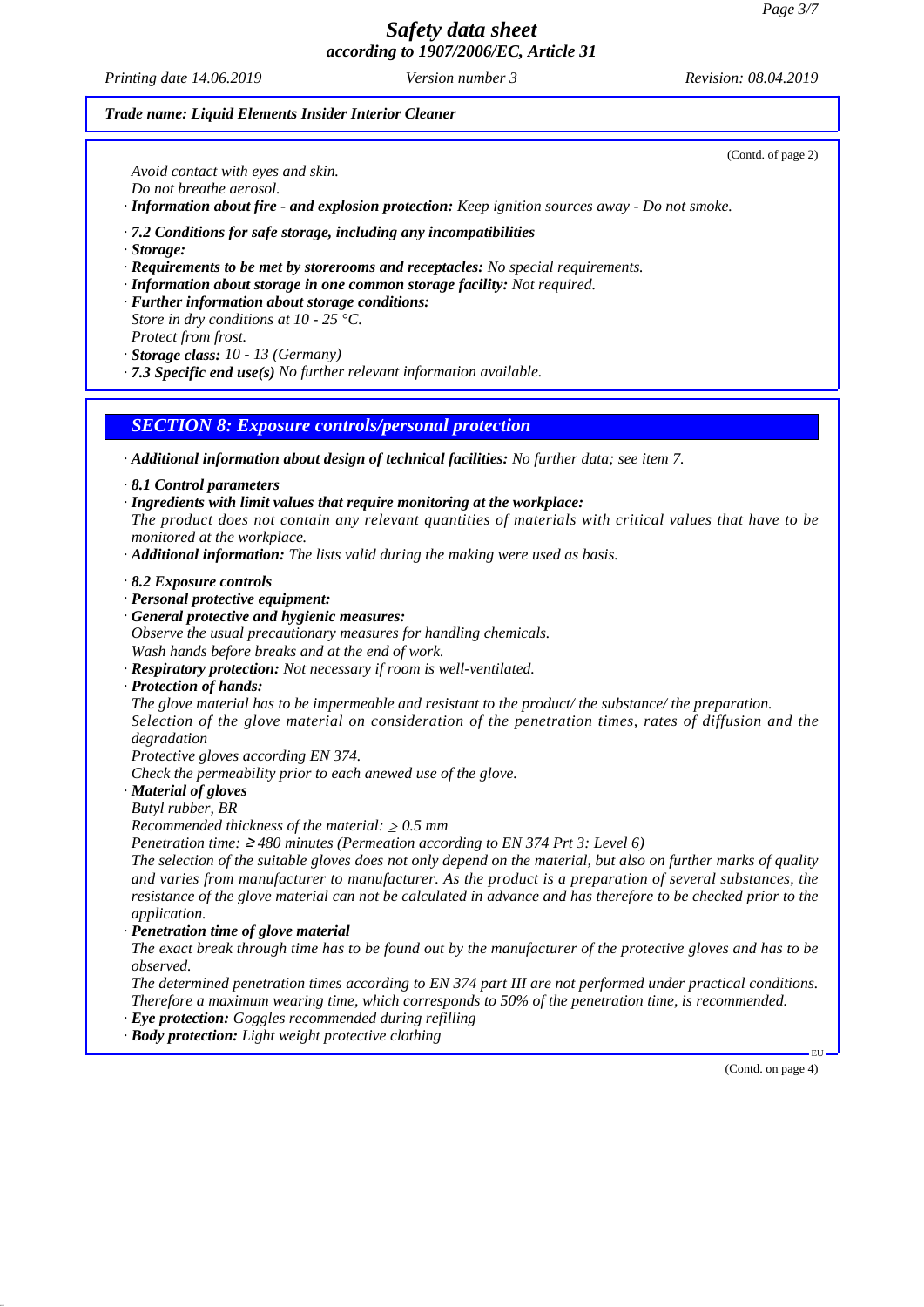*Trade name: Liquid Elements Insider Interior Cleaner*

(Contd. of page 2)

*Avoid contact with eyes and skin.*
*Do not breathe aerosol.*

· ***Information about fire - and explosion protection:*** *Keep ignition sources away - Do not smoke.*

· ***7.2 Conditions for safe storage, including any incompatibilities***
· ***Storage:***
· ***Requirements to be met by storerooms and receptacles:*** *No special requirements.*
· ***Information about storage in one common storage facility:*** *Not required.*
· ***Further information about storage conditions:***
*Store in dry conditions at 10 - 25 °C.*
*Protect from frost.*
· ***Storage class:*** *10 - 13 (Germany)*
· ***7.3 Specific end use(s)*** *No further relevant information available.*

## *SECTION 8: Exposure controls/personal protection*

· ***Additional information about design of technical facilities:*** *No further data; see item 7.*

· ***8.1 Control parameters***
· ***Ingredients with limit values that require monitoring at the workplace:***
*The product does not contain any relevant quantities of materials with critical values that have to be monitored at the workplace.*
· ***Additional information:*** *The lists valid during the making were used as basis.*

· ***8.2 Exposure controls***
· ***Personal protective equipment:***
· ***General protective and hygienic measures:***
*Observe the usual precautionary measures for handling chemicals.*
*Wash hands before breaks and at the end of work.*
· ***Respiratory protection:*** *Not necessary if room is well-ventilated.*
· ***Protection of hands:***
*The glove material has to be impermeable and resistant to the product/ the substance/ the preparation.*
*Selection of the glove material on consideration of the penetration times, rates of diffusion and the degradation*
*Protective gloves according EN 374.*
*Check the permeability prior to each anewed use of the glove.*
· ***Material of gloves***
*Butyl rubber, BR*
*Recommended thickness of the material: ≥ 0.5 mm*
*Penetration time: ≥ 480 minutes (Permeation according to EN 374 Prt 3: Level 6)*
*The selection of the suitable gloves does not only depend on the material, but also on further marks of quality and varies from manufacturer to manufacturer. As the product is a preparation of several substances, the resistance of the glove material can not be calculated in advance and has therefore to be checked prior to the application.*
· ***Penetration time of glove material***
*The exact break through time has to be found out by the manufacturer of the protective gloves and has to be observed.*
*The determined penetration times according to EN 374 part III are not performed under practical conditions. Therefore a maximum wearing time, which corresponds to 50% of the penetration time, is recommended.*
· ***Eye protection:*** *Goggles recommended during refilling*
· ***Body protection:*** *Light weight protective clothing*

(Contd. on page 4)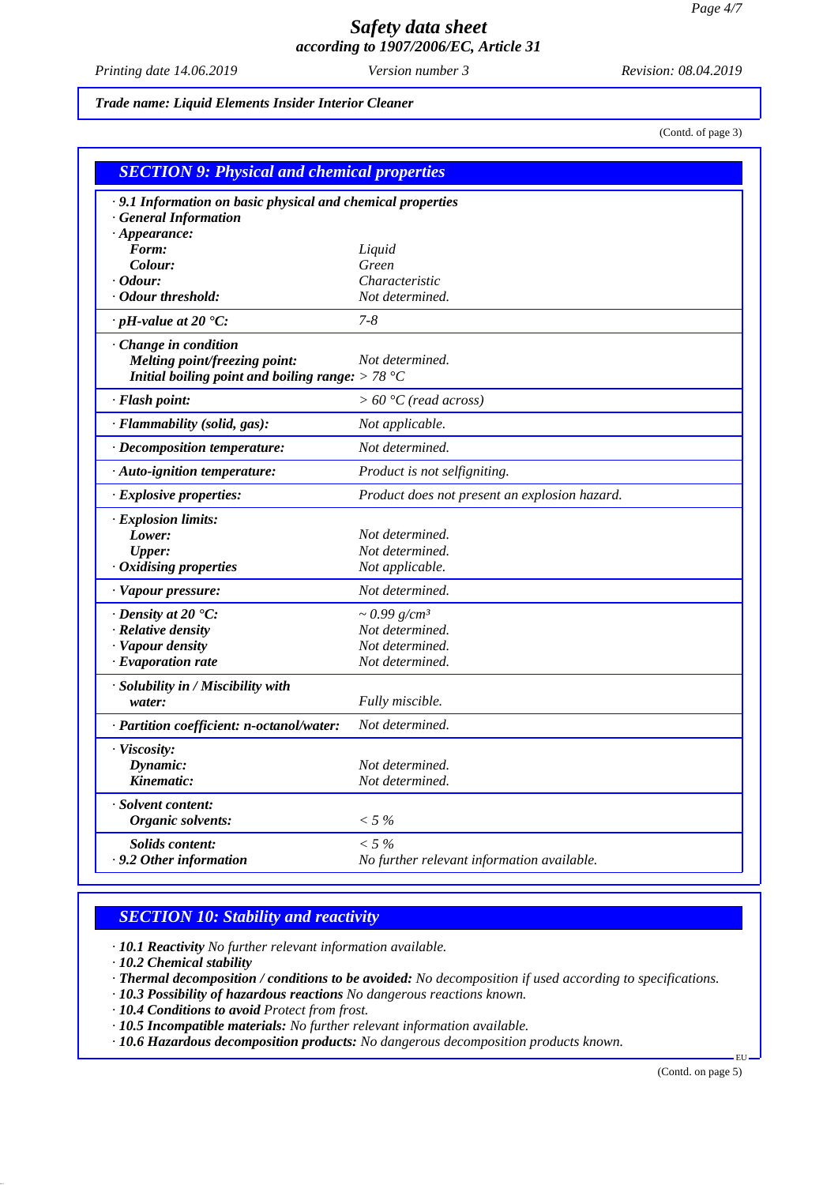# Safety data sheet
## according to 1907/2006/EC, Article 31

*Printing date 14.06.2019* *Version number 3* *Revision: 08.04.2019*

***Trade name: Liquid Elements Insider Interior Cleaner***

(Contd. of page 3)

## SECTION 9: Physical and chemical properties

| | |
|---|---|
| **· 9.1 Information on basic physical and chemical properties** | |
| **· General Information** | |
| **· Appearance:** | |
| **Form:** | *Liquid* |
| **Colour:** | *Green* |
| **· Odour:** | *Characteristic* |
| **· Odour threshold:** | *Not determined.* |
| **· pH-value at 20 °C:** | *7-8* |
| **· Change in condition** | |
| **Melting point/freezing point:** | *Not determined.* |
| **Initial boiling point and boiling range:** | *> 78 °C* |
| **· Flash point:** | *> 60 °C (read across)* |
| **· Flammability (solid, gas):** | *Not applicable.* |
| **· Decomposition temperature:** | *Not determined.* |
| **· Auto-ignition temperature:** | *Product is not selfigniting.* |
| **· Explosive properties:** | *Product does not present an explosion hazard.* |
| **· Explosion limits:** | |
| **Lower:** | *Not determined.* |
| **Upper:** | *Not determined.* |
| **· Oxidising properties** | *Not applicable.* |
| **· Vapour pressure:** | *Not determined.* |
| **· Density at 20 °C:** | *~ 0.99 g/cm³* |
| **· Relative density** | *Not determined.* |
| **· Vapour density** | *Not determined.* |
| **· Evaporation rate** | *Not determined.* |
| **· Solubility in / Miscibility with** | |
| **water:** | *Fully miscible.* |
| **· Partition coefficient: n-octanol/water:** | *Not determined.* |
| **· Viscosity:** | |
| **Dynamic:** | *Not determined.* |
| **Kinematic:** | *Not determined.* |
| **· Solvent content:** | |
| **Organic solvents:** | *< 5 %* |
| **Solids content:** | *< 5 %* |
| **· 9.2 Other information** | *No further relevant information available.* |

## SECTION 10: Stability and reactivity

· **10.1 Reactivity** *No further relevant information available.*
· **10.2 Chemical stability**
· **Thermal decomposition / conditions to be avoided:** *No decomposition if used according to specifications.*
· **10.3 Possibility of hazardous reactions** *No dangerous reactions known.*
· **10.4 Conditions to avoid** *Protect from frost.*
· **10.5 Incompatible materials:** *No further relevant information available.*
· **10.6 Hazardous decomposition products:** *No dangerous decomposition products known.*

(Contd. on page 5)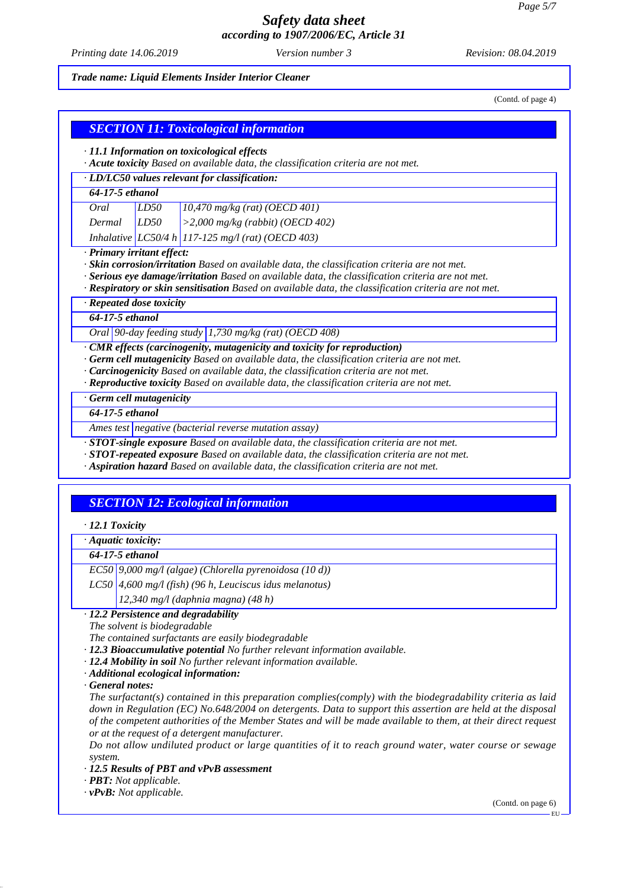*Trade name: Liquid Elements Insider Interior Cleaner*

(Contd. of page 4)

## SECTION 11: Toxicological information

· **11.1 Information on toxicological effects**
· **Acute toxicity** Based on available data, the classification criteria are not met.

| · **LD/LC50 values relevant for classification:** | | |
|---|---|---|
| **64-17-5 ethanol** | | |
| Oral | LD50 | 10,470 mg/kg (rat) (OECD 401) |
| Dermal | LD50 | >2,000 mg/kg (rabbit) (OECD 402) |
| Inhalative | LC50/4 h | 117-125 mg/l (rat) (OECD 403) |

· **Primary irritant effect:**
· **Skin corrosion/irritation** Based on available data, the classification criteria are not met.
· **Serious eye damage/irritation** Based on available data, the classification criteria are not met.
· **Respiratory or skin sensitisation** Based on available data, the classification criteria are not met.

| · **Repeated dose toxicity** | | |
|---|---|---|
| **64-17-5 ethanol** | | |
| Oral | 90-day feeding study | 1,730 mg/kg (rat) (OECD 408) |

· **CMR effects (carcinogenity, mutagenicity and toxicity for reproduction)**
· **Germ cell mutagenicity** Based on available data, the classification criteria are not met.
· **Carcinogenicity** Based on available data, the classification criteria are not met.
· **Reproductive toxicity** Based on available data, the classification criteria are not met.

| · **Germ cell mutagenicity** | |
|---|---|
| **64-17-5 ethanol** | |
| Ames test | negative (bacterial reverse mutation assay) |

· **STOT-single exposure** Based on available data, the classification criteria are not met.
· **STOT-repeated exposure** Based on available data, the classification criteria are not met.
· **Aspiration hazard** Based on available data, the classification criteria are not met.

## SECTION 12: Ecological information

· **12.1 Toxicity**

| · **Aquatic toxicity:** | |
|---|---|
| **64-17-5 ethanol** | |
| EC50 | 9,000 mg/l (algae) (Chlorella pyrenoidosa (10 d)) |
| LC50 | 4,600 mg/l (fish) (96 h, Leuciscus idus melanotus) |
| | 12,340 mg/l (daphnia magna) (48 h) |

· **12.2 Persistence and degradability**
The solvent is biodegradable
The contained surfactants are easily biodegradable
· **12.3 Bioaccumulative potential** No further relevant information available.
· **12.4 Mobility in soil** No further relevant information available.
· **Additional ecological information:**
· **General notes:**
The surfactant(s) contained in this preparation complies(comply) with the biodegradability criteria as laid down in Regulation (EC) No.648/2004 on detergents. Data to support this assertion are held at the disposal of the competent authorities of the Member States and will be made available to them, at their direct request or at the request of a detergent manufacturer.
Do not allow undiluted product or large quantities of it to reach ground water, water course or sewage system.
· **12.5 Results of PBT and vPvB assessment**
· **PBT:** Not applicable.
· **vPvB:** Not applicable.

(Contd. on page 6)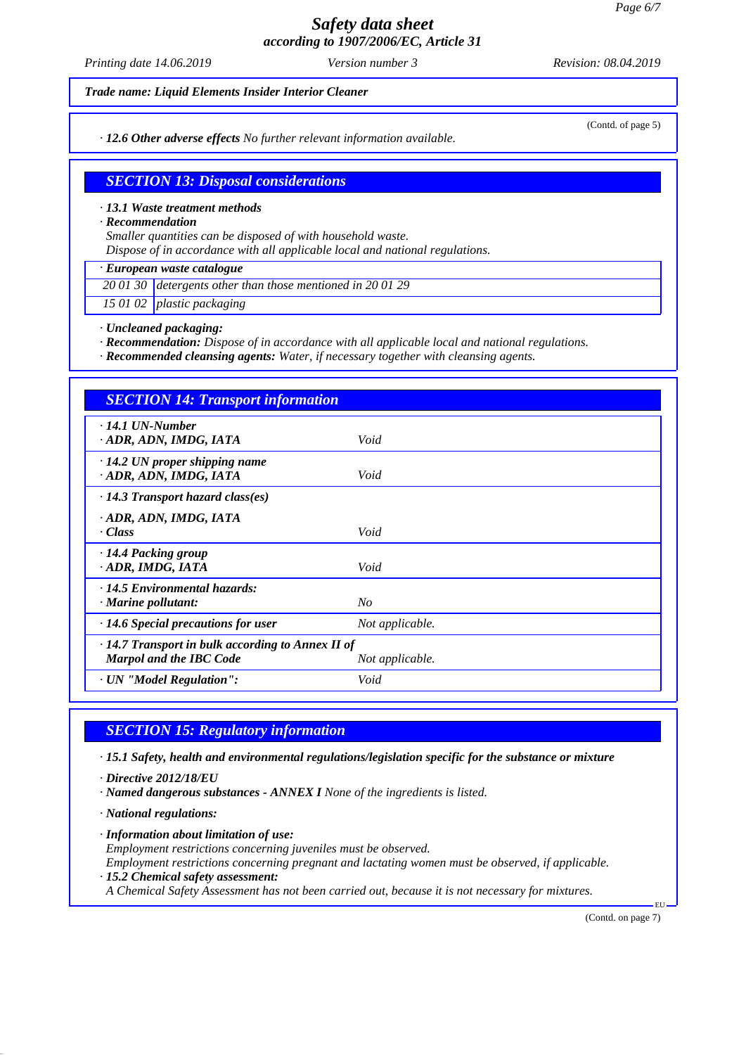**Safety data sheet**
**according to 1907/2006/EC, Article 31**

Printing date 14.06.2019 | Version number 3 | Revision: 08.04.2019

**Trade name: Liquid Elements Insider Interior Cleaner**

(Contd. of page 5)

· **12.6 Other adverse effects** No further relevant information available.

## SECTION 13: Disposal considerations

· **13.1 Waste treatment methods**
· **Recommendation**
Smaller quantities can be disposed of with household waste.
Dispose of in accordance with all applicable local and national regulations.

| · European waste catalogue | |
|---|---|
| 20 01 30 | detergents other than those mentioned in 20 01 29 |
| 15 01 02 | plastic packaging |

· **Uncleaned packaging:**
· **Recommendation:** Dispose of in accordance with all applicable local and national regulations.
· **Recommended cleansing agents:** Water, if necessary together with cleansing agents.

## SECTION 14: Transport information

| | |
|---|---|
| · **14.1 UN-Number**<br>· **ADR, ADN, IMDG, IATA** | Void |
| · **14.2 UN proper shipping name**<br>· **ADR, ADN, IMDG, IATA** | Void |
| · **14.3 Transport hazard class(es)**<br>· **ADR, ADN, IMDG, IATA**<br>· **Class** | Void |
| · **14.4 Packing group**<br>· **ADR, IMDG, IATA** | Void |
| · **14.5 Environmental hazards:**<br>· **Marine pollutant:** | No |
| · **14.6 Special precautions for user** | Not applicable. |
| · **14.7 Transport in bulk according to Annex II of Marpol and the IBC Code** | Not applicable. |
| · **UN "Model Regulation":** | Void |

## SECTION 15: Regulatory information

· **15.1 Safety, health and environmental regulations/legislation specific for the substance or mixture**

· **Directive 2012/18/EU**
· **Named dangerous substances - ANNEX I** None of the ingredients is listed.

· **National regulations:**

· **Information about limitation of use:**
Employment restrictions concerning juveniles must be observed.
Employment restrictions concerning pregnant and lactating women must be observed, if applicable.
· **15.2 Chemical safety assessment:**
A Chemical Safety Assessment has not been carried out, because it is not necessary for mixtures.

(Contd. on page 7)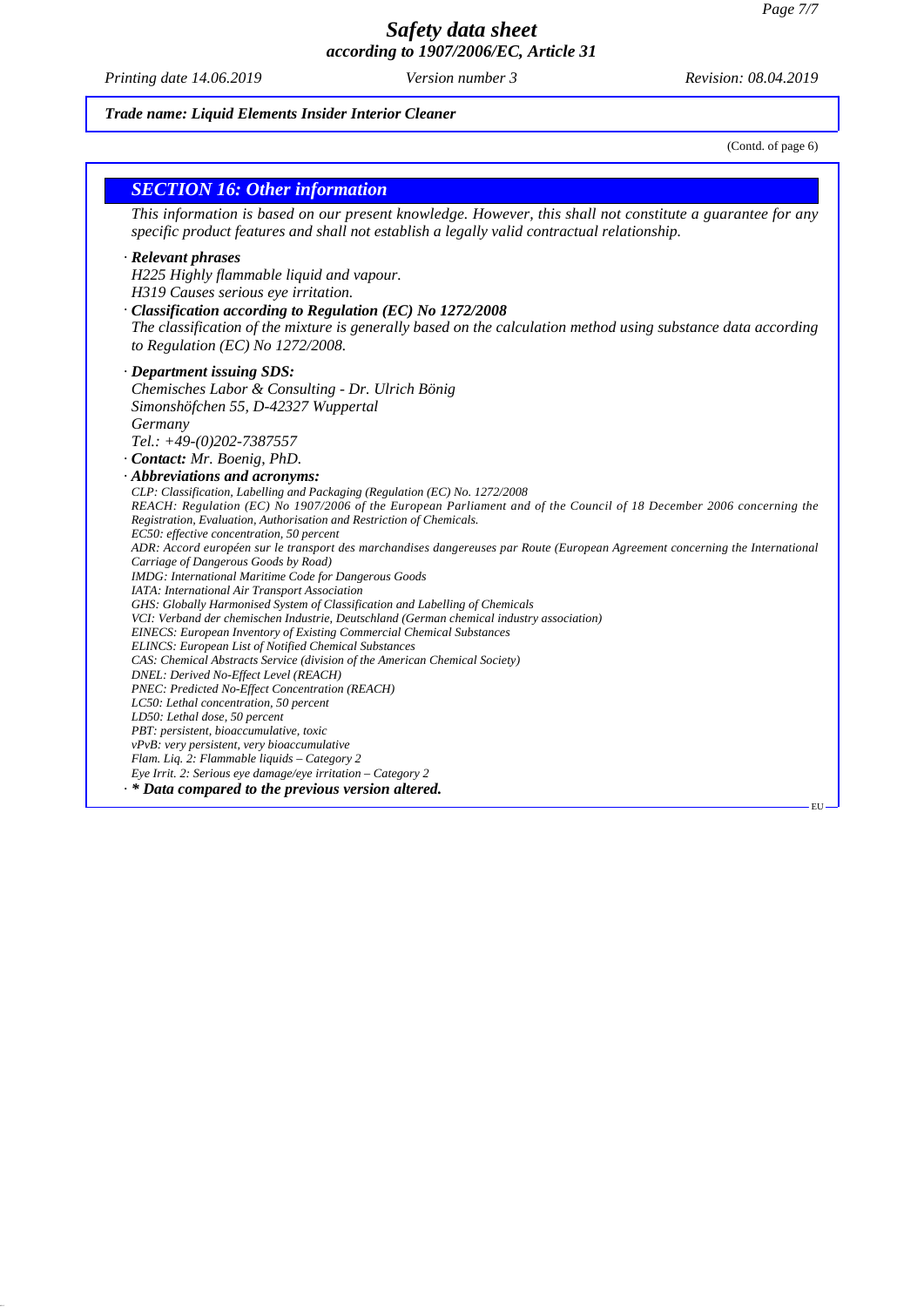*Trade name: Liquid Elements Insider Interior Cleaner*

(Contd. of page 6)

## SECTION 16: Other information

*This information is based on our present knowledge. However, this shall not constitute a guarantee for any specific product features and shall not establish a legally valid contractual relationship.*

· ***Relevant phrases***
*H225 Highly flammable liquid and vapour.*
*H319 Causes serious eye irritation.*

· ***Classification according to Regulation (EC) No 1272/2008***
*The classification of the mixture is generally based on the calculation method using substance data according to Regulation (EC) No 1272/2008.*

· ***Department issuing SDS:***
*Chemisches Labor & Consulting - Dr. Ulrich Bönig*
*Simonshöfchen 55, D-42327 Wuppertal*
*Germany*
*Tel.: +49-(0)202-7387557*

· ***Contact:*** *Mr. Boenig, PhD.*

· ***Abbreviations and acronyms:***
*CLP: Classification, Labelling and Packaging (Regulation (EC) No. 1272/2008*
*REACH: Regulation (EC) No 1907/2006 of the European Parliament and of the Council of 18 December 2006 concerning the Registration, Evaluation, Authorisation and Restriction of Chemicals.*
*EC50: effective concentration, 50 percent*
*ADR: Accord européen sur le transport des marchandises dangereuses par Route (European Agreement concerning the International Carriage of Dangerous Goods by Road)*
*IMDG: International Maritime Code for Dangerous Goods*
*IATA: International Air Transport Association*
*GHS: Globally Harmonised System of Classification and Labelling of Chemicals*
*VCI: Verband der chemischen Industrie, Deutschland (German chemical industry association)*
*EINECS: European Inventory of Existing Commercial Chemical Substances*
*ELINCS: European List of Notified Chemical Substances*
*CAS: Chemical Abstracts Service (division of the American Chemical Society)*
*DNEL: Derived No-Effect Level (REACH)*
*PNEC: Predicted No-Effect Concentration (REACH)*
*LC50: Lethal concentration, 50 percent*
*LD50: Lethal dose, 50 percent*
*PBT: persistent, bioaccumulative, toxic*
*vPvB: very persistent, very bioaccumulative*
*Flam. Liq. 2: Flammable liquids – Category 2*
*Eye Irrit. 2: Serious eye damage/eye irritation – Category 2*

· ***\* Data compared to the previous version altered.***

EU